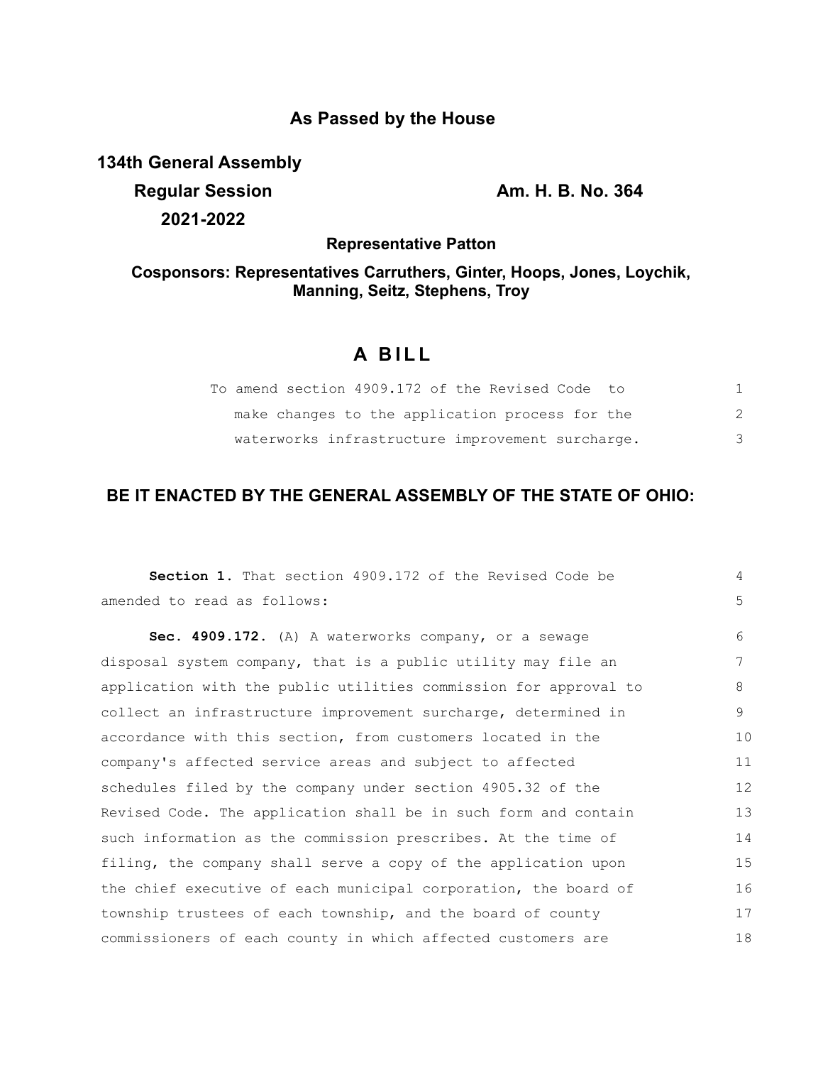**As Passed by the House**

**134th General Assembly**

**Regular Session**

**2021-2022**

**Am. H. B. No. 364**

**Representative Patton**

**Cosponsors: Representatives Carruthers, Ginter, Hoops, Jones, Loychik, Manning, Seitz, Stephens, Troy**

# A BILL

To amend section 4909.172 of the Revised Code to make changes to the application process for the waterworks infrastructure improvement surcharge.

## BE IT ENACTED BY THE GENERAL ASSEMBLY OF THE STATE OF OHIO:

**Section 1.** That section 4909.172 of the Revised Code be amended to read as follows:

**Sec. 4909.172.** (A) A waterworks company, or a sewage disposal system company, that is a public utility may file an application with the public utilities commission for approval to collect an infrastructure improvement surcharge, determined in accordance with this section, from customers located in the company's affected service areas and subject to affected schedules filed by the company under section 4905.32 of the Revised Code. The application shall be in such form and contain such information as the commission prescribes. At the time of filing, the company shall serve a copy of the application upon the chief executive of each municipal corporation, the board of township trustees of each township, and the board of county commissioners of each county in which affected customers are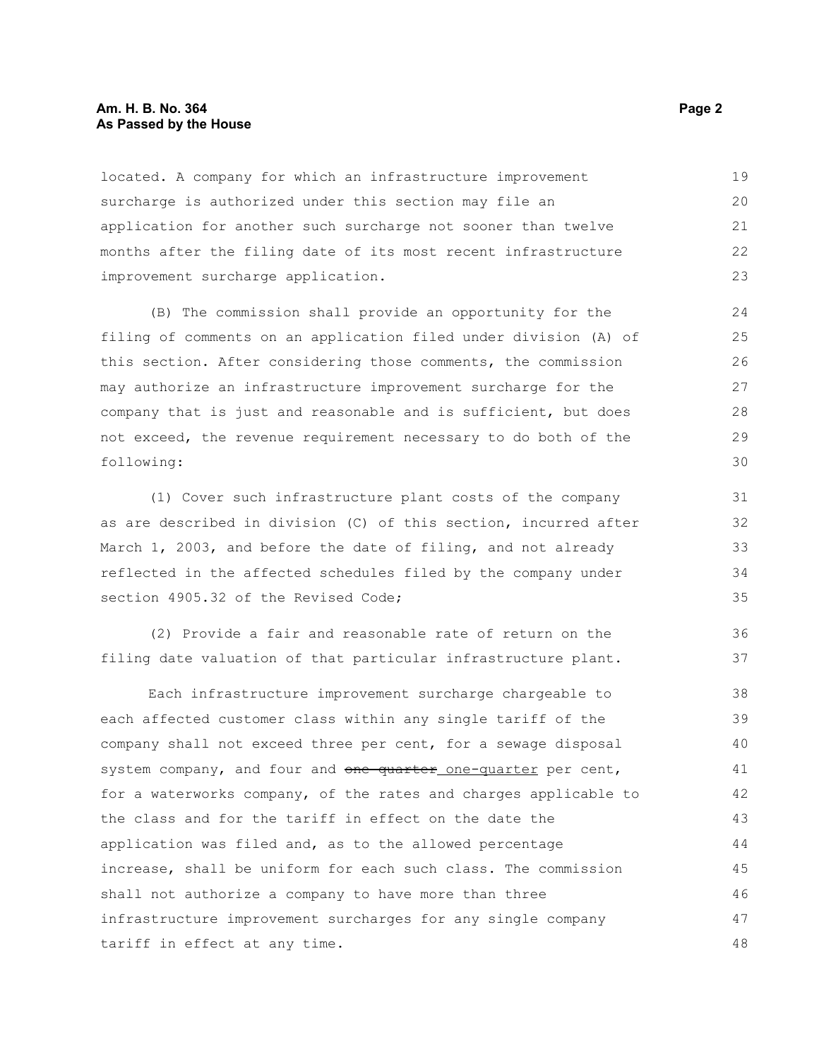located. A company for which an infrastructure improvement surcharge is authorized under this section may file an application for another such surcharge not sooner than twelve months after the filing date of its most recent infrastructure improvement surcharge application.

(B) The commission shall provide an opportunity for the filing of comments on an application filed under division (A) of this section. After considering those comments, the commission may authorize an infrastructure improvement surcharge for the company that is just and reasonable and is sufficient, but does not exceed, the revenue requirement necessary to do both of the following:

(1) Cover such infrastructure plant costs of the company as are described in division (C) of this section, incurred after March 1, 2003, and before the date of filing, and not already reflected in the affected schedules filed by the company under section 4905.32 of the Revised Code;

(2) Provide a fair and reasonable rate of return on the filing date valuation of that particular infrastructure plant.

Each infrastructure improvement surcharge chargeable to each affected customer class within any single tariff of the company shall not exceed three per cent, for a sewage disposal system company, and four and ~~one quarter~~ one-quarter per cent, for a waterworks company, of the rates and charges applicable to the class and for the tariff in effect on the date the application was filed and, as to the allowed percentage increase, shall be uniform for each such class. The commission shall not authorize a company to have more than three infrastructure improvement surcharges for any single company tariff in effect at any time.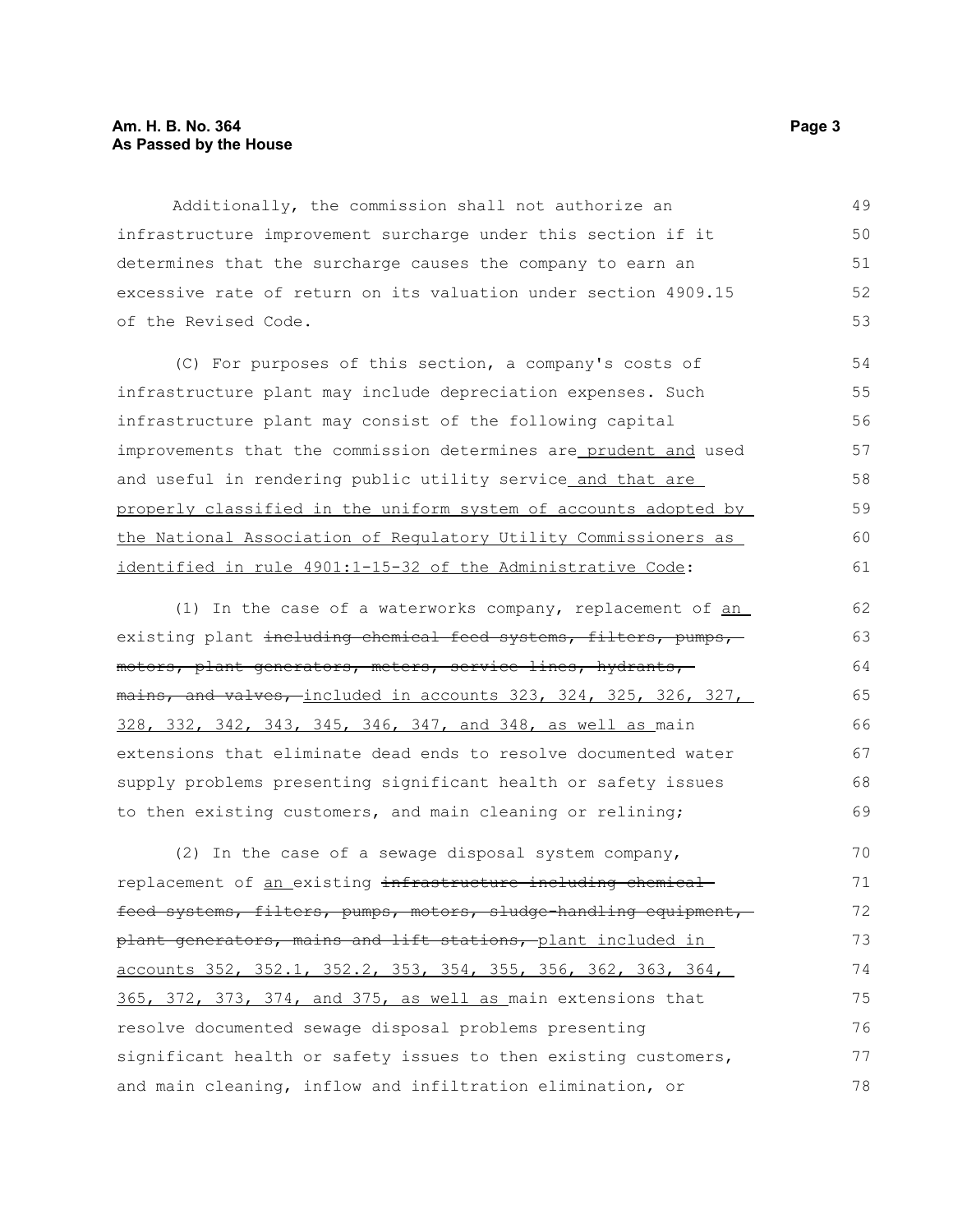Additionally, the commission shall not authorize an infrastructure improvement surcharge under this section if it determines that the surcharge causes the company to earn an excessive rate of return on its valuation under section 4909.15 of the Revised Code.

(C) For purposes of this section, a company's costs of infrastructure plant may include depreciation expenses. Such infrastructure plant may consist of the following capital improvements that the commission determines are <u>prudent and</u> used and useful in rendering public utility service <u>and that are properly classified in the uniform system of accounts adopted by the National Association of Regulatory Utility Commissioners as identified in rule 4901:1-15-32 of the Administrative Code</u>:

(1) In the case of a waterworks company, replacement of <u>an</u> existing plant ~~including chemical feed systems, filters, pumps, motors, plant generators, meters, service lines, hydrants, mains, and valves,~~ <u>included in accounts 323, 324, 325, 326, 327, 328, 332, 342, 343, 345, 346, 347, and 348, as well as</u> main extensions that eliminate dead ends to resolve documented water supply problems presenting significant health or safety issues to then existing customers, and main cleaning or relining;

(2) In the case of a sewage disposal system company, replacement of <u>an</u> existing ~~infrastructure including chemical feed systems, filters, pumps, motors, sludge-handling equipment, plant generators, mains and lift stations,~~ <u>plant included in accounts 352, 352.1, 352.2, 353, 354, 355, 356, 362, 363, 364, 365, 372, 373, 374, and 375, as well as</u> main extensions that resolve documented sewage disposal problems presenting significant health or safety issues to then existing customers, and main cleaning, inflow and infiltration elimination, or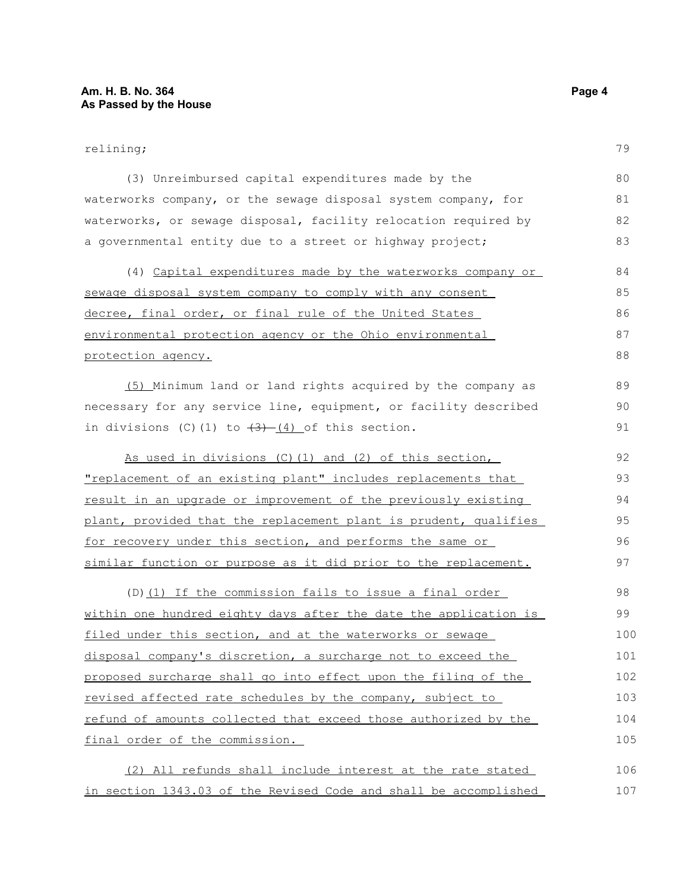relining;

(3) Unreimbursed capital expenditures made by the waterworks company, or the sewage disposal system company, for waterworks, or sewage disposal, facility relocation required by a governmental entity due to a street or highway project;

(4) Capital expenditures made by the waterworks company or sewage disposal system company to comply with any consent decree, final order, or final rule of the United States environmental protection agency or the Ohio environmental protection agency.

(5) Minimum land or land rights acquired by the company as necessary for any service line, equipment, or facility described in divisions (C)(1) to ~~(3)~~ (4) of this section.

As used in divisions (C)(1) and (2) of this section, "replacement of an existing plant" includes replacements that result in an upgrade or improvement of the previously existing plant, provided that the replacement plant is prudent, qualifies for recovery under this section, and performs the same or similar function or purpose as it did prior to the replacement.

(D)(1) If the commission fails to issue a final order within one hundred eighty days after the date the application is filed under this section, and at the waterworks or sewage disposal company's discretion, a surcharge not to exceed the proposed surcharge shall go into effect upon the filing of the revised affected rate schedules by the company, subject to refund of amounts collected that exceed those authorized by the final order of the commission.

(2) All refunds shall include interest at the rate stated in section 1343.03 of the Revised Code and shall be accomplished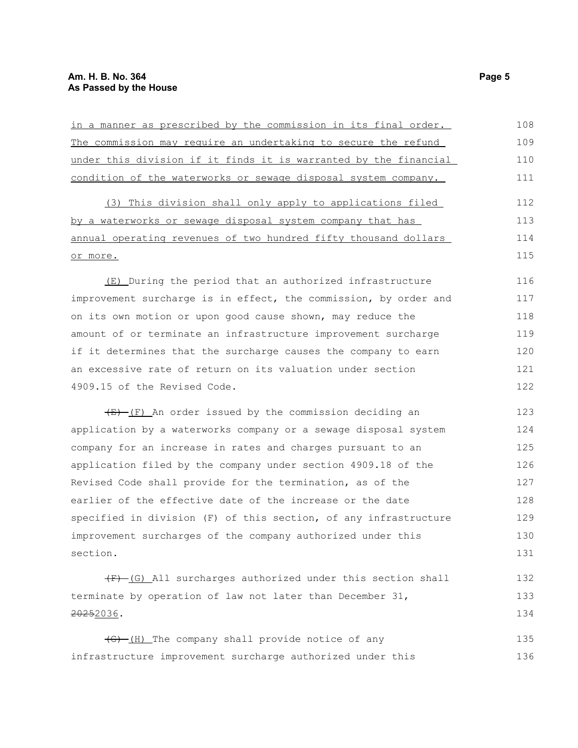in a manner as prescribed by the commission in its final order. The commission may require an undertaking to secure the refund under this division if it finds it is warranted by the financial condition of the waterworks or sewage disposal system company.

(3) This division shall only apply to applications filed by a waterworks or sewage disposal system company that has annual operating revenues of two hundred fifty thousand dollars or more.

(E) During the period that an authorized infrastructure improvement surcharge is in effect, the commission, by order and on its own motion or upon good cause shown, may reduce the amount of or terminate an infrastructure improvement surcharge if it determines that the surcharge causes the company to earn an excessive rate of return on its valuation under section 4909.15 of the Revised Code.

~~(E)~~ (F) An order issued by the commission deciding an application by a waterworks company or a sewage disposal system company for an increase in rates and charges pursuant to an application filed by the company under section 4909.18 of the Revised Code shall provide for the termination, as of the earlier of the effective date of the increase or the date specified in division (F) of this section, of any infrastructure improvement surcharges of the company authorized under this section.

~~(F)~~ (G) All surcharges authorized under this section shall terminate by operation of law not later than December 31, ~~2025~~2036.

~~(G)~~ (H) The company shall provide notice of any infrastructure improvement surcharge authorized under this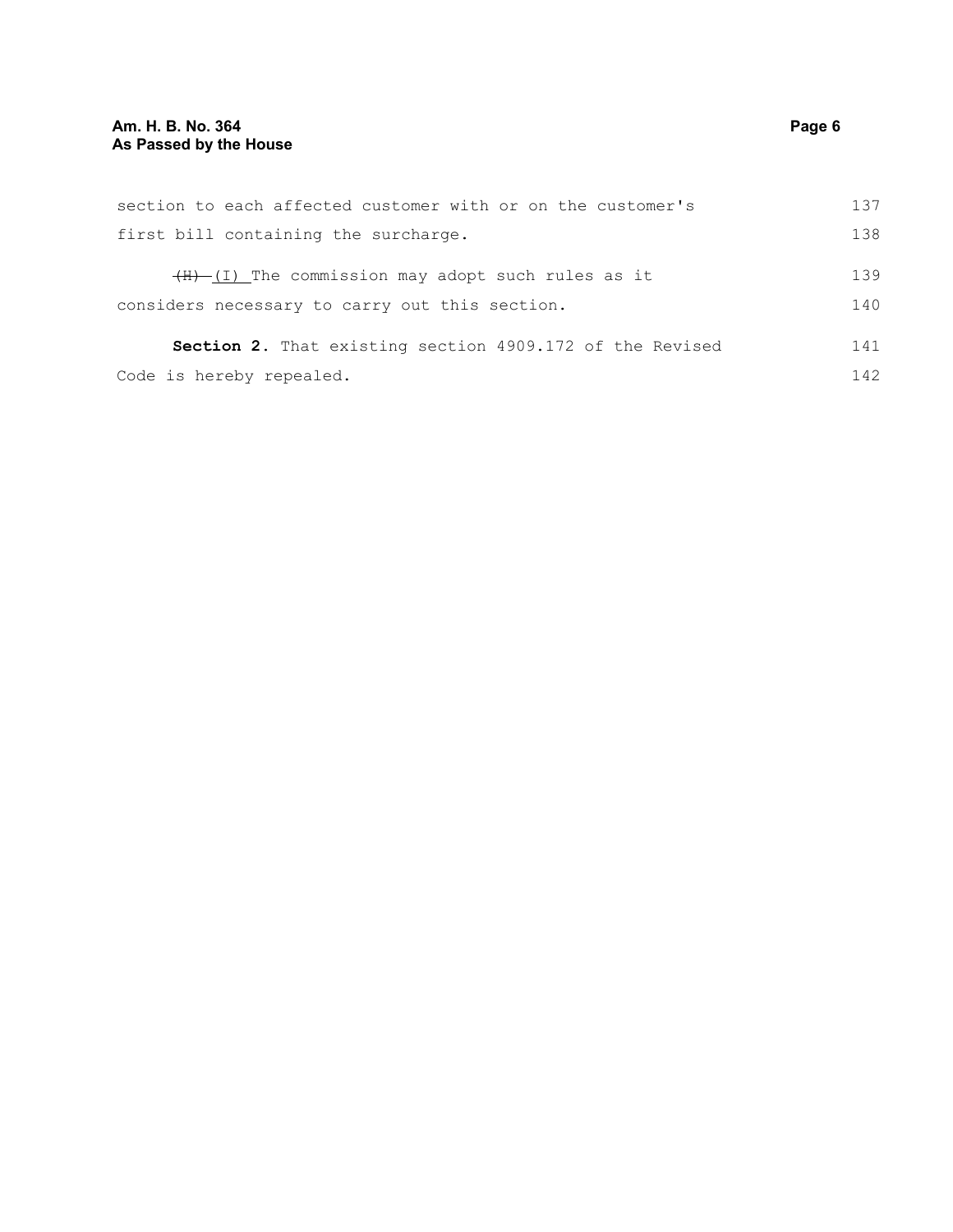section to each affected customer with or on the customer's first bill containing the surcharge.

~~(H)~~ (I) The commission may adopt such rules as it considers necessary to carry out this section.

**Section 2.** That existing section 4909.172 of the Revised Code is hereby repealed.